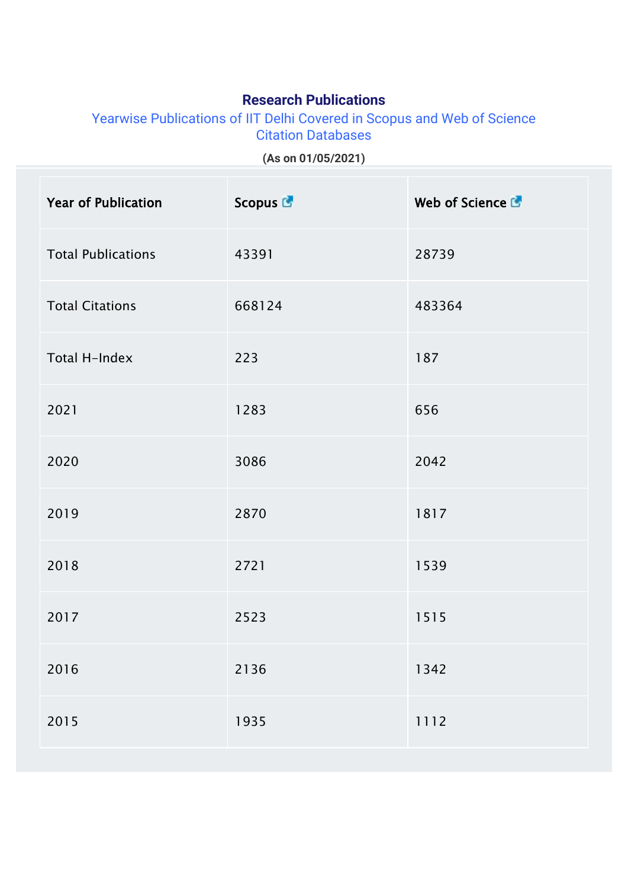# Research Publications

## Yearwise Publications of IIT Delhi Covered in Scopus and Web of Science Citation Databases

**(As on 01/05/2021)**

| Year of Publication | Scopus | Web of Science |
|---|---|---|
| Total Publications | 43391 | 28739 |
| Total Citations | 668124 | 483364 |
| Total H-Index | 223 | 187 |
| 2021 | 1283 | 656 |
| 2020 | 3086 | 2042 |
| 2019 | 2870 | 1817 |
| 2018 | 2721 | 1539 |
| 2017 | 2523 | 1515 |
| 2016 | 2136 | 1342 |
| 2015 | 1935 | 1112 |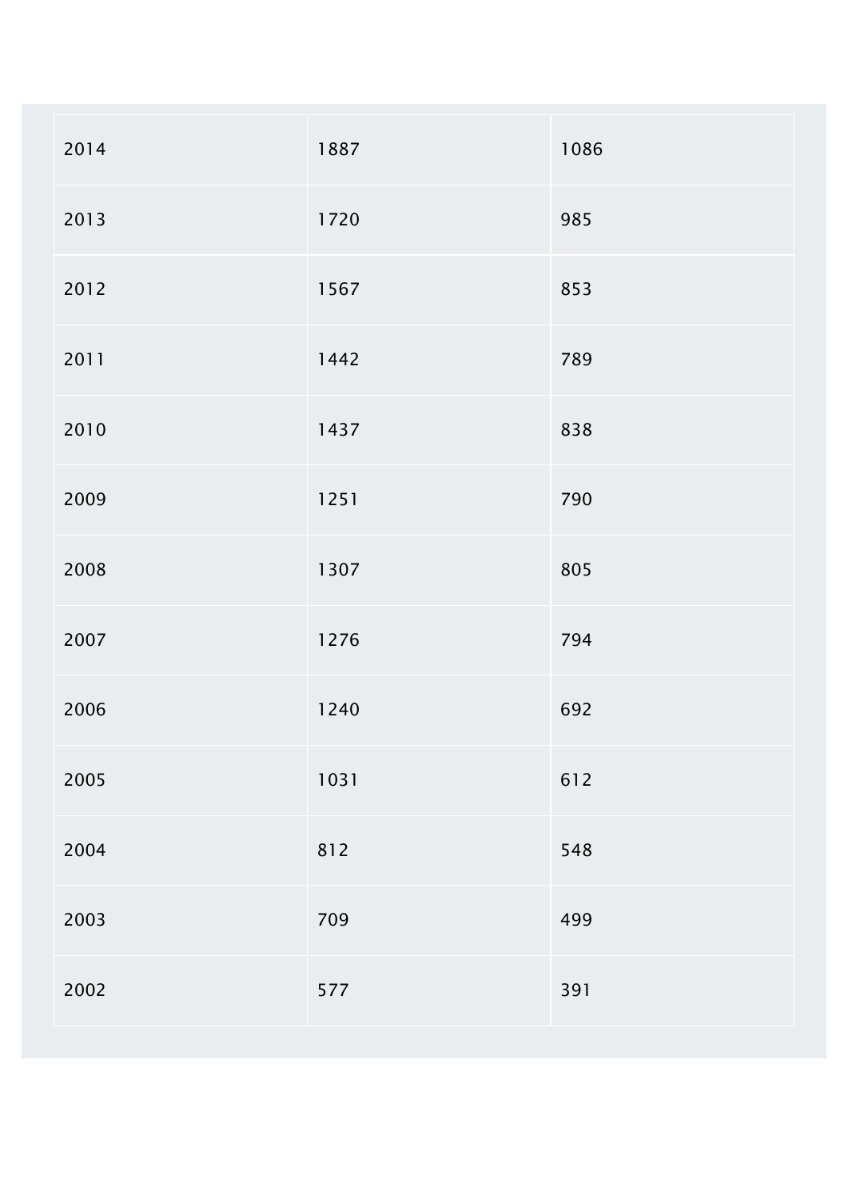| | | |
|---|---|---|
| 2014 | 1887 | 1086 |
| 2013 | 1720 | 985 |
| 2012 | 1567 | 853 |
| 2011 | 1442 | 789 |
| 2010 | 1437 | 838 |
| 2009 | 1251 | 790 |
| 2008 | 1307 | 805 |
| 2007 | 1276 | 794 |
| 2006 | 1240 | 692 |
| 2005 | 1031 | 612 |
| 2004 | 812 | 548 |
| 2003 | 709 | 499 |
| 2002 | 577 | 391 |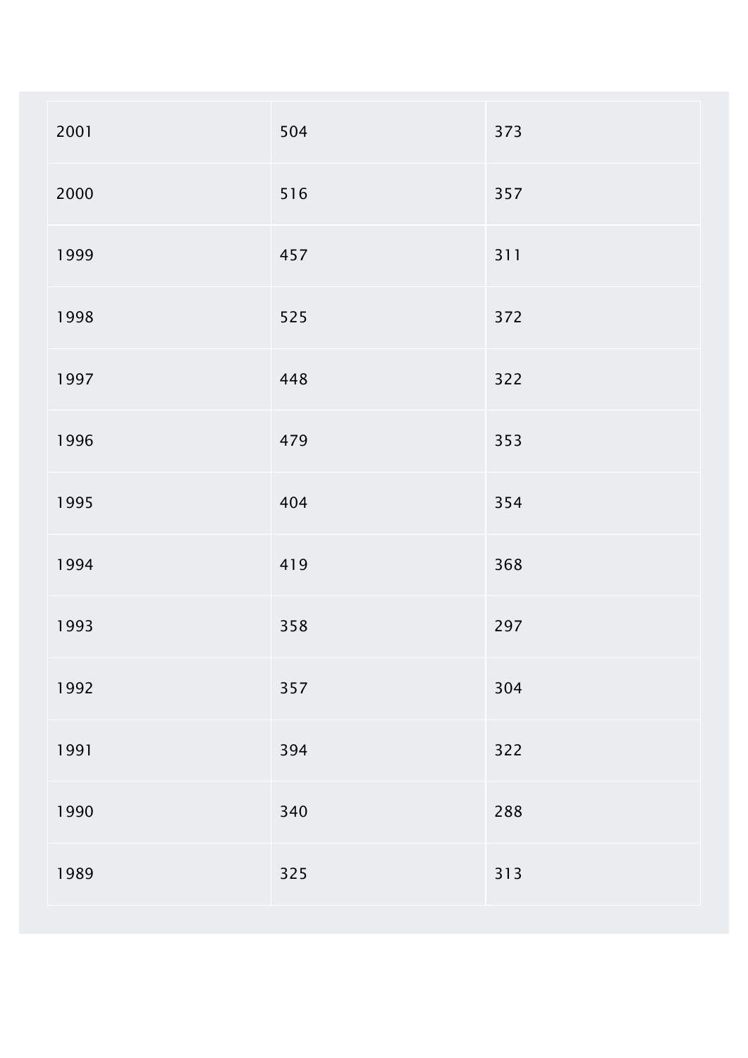| | | |
|---|---|---|
| 2001 | 504 | 373 |
| 2000 | 516 | 357 |
| 1999 | 457 | 311 |
| 1998 | 525 | 372 |
| 1997 | 448 | 322 |
| 1996 | 479 | 353 |
| 1995 | 404 | 354 |
| 1994 | 419 | 368 |
| 1993 | 358 | 297 |
| 1992 | 357 | 304 |
| 1991 | 394 | 322 |
| 1990 | 340 | 288 |
| 1989 | 325 | 313 |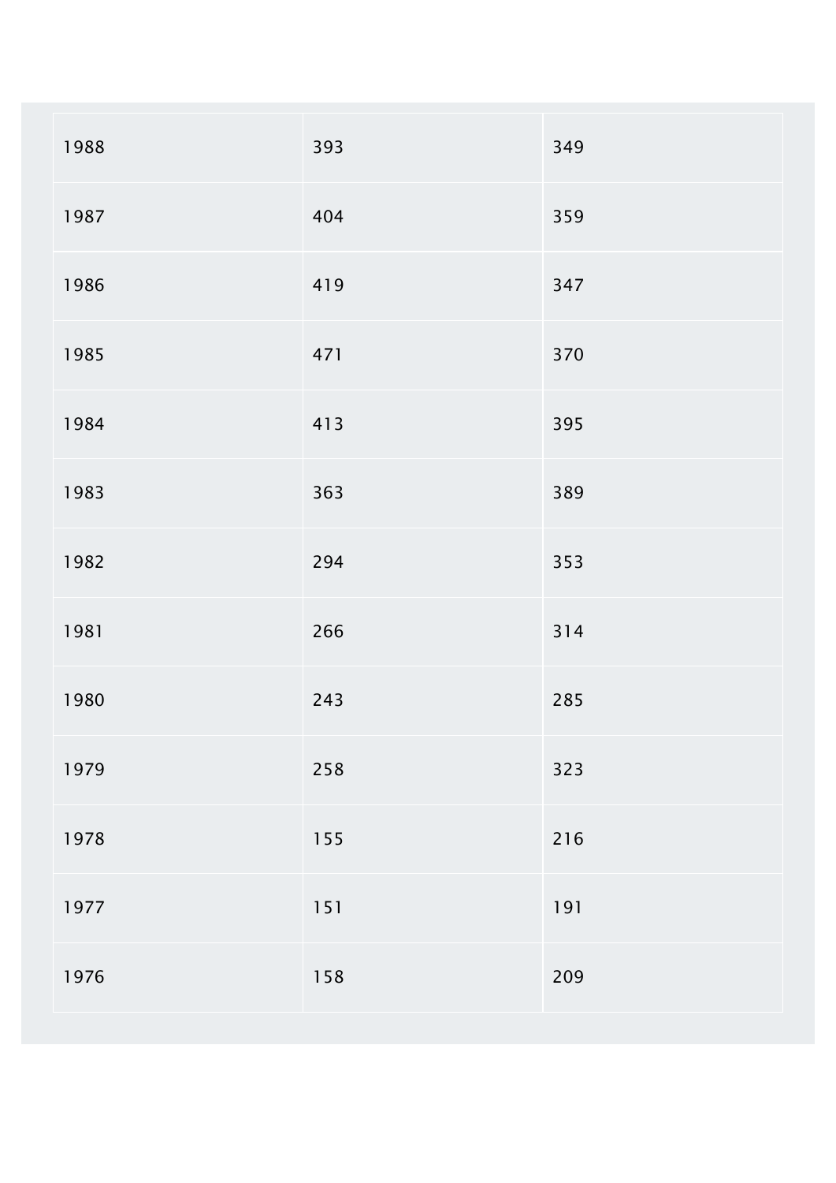| | | |
|---|---|---|
| 1988 | 393 | 349 |
| 1987 | 404 | 359 |
| 1986 | 419 | 347 |
| 1985 | 471 | 370 |
| 1984 | 413 | 395 |
| 1983 | 363 | 389 |
| 1982 | 294 | 353 |
| 1981 | 266 | 314 |
| 1980 | 243 | 285 |
| 1979 | 258 | 323 |
| 1978 | 155 | 216 |
| 1977 | 151 | 191 |
| 1976 | 158 | 209 |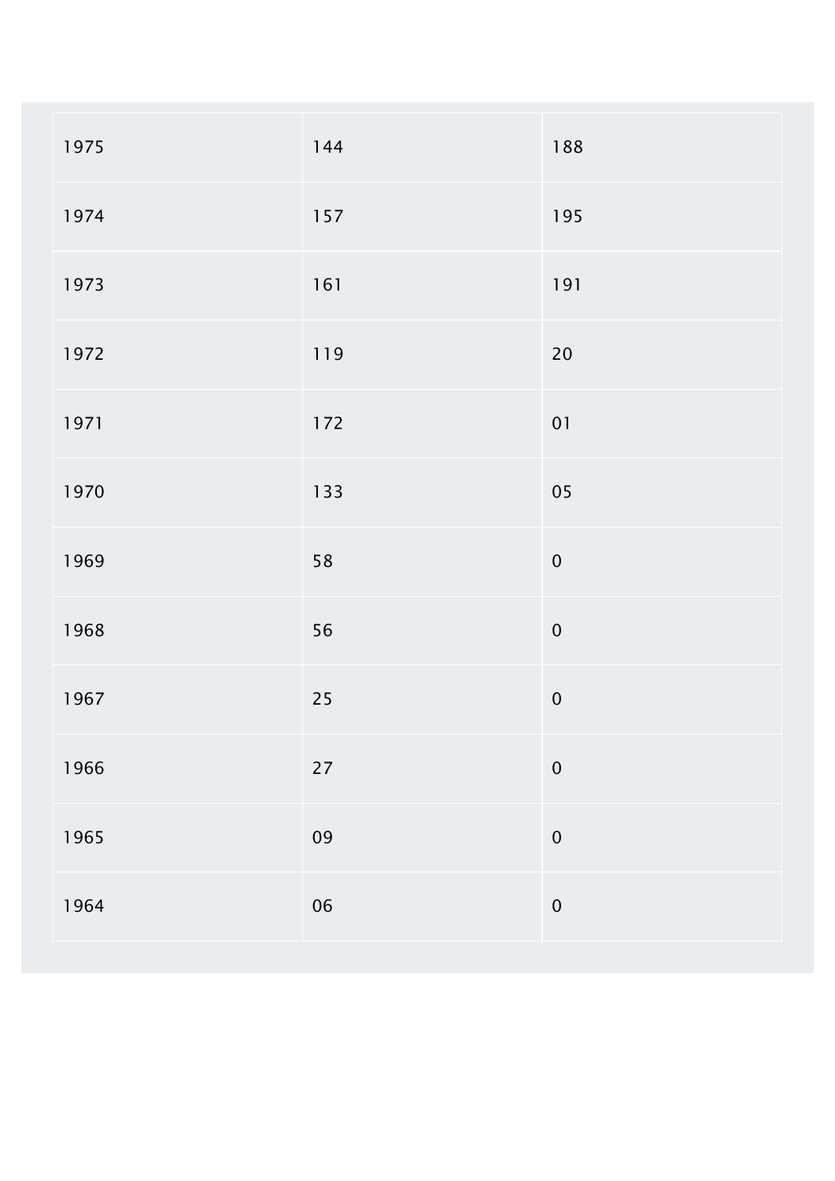| | | |
|---|---|---|
| 1975 | 144 | 188 |
| 1974 | 157 | 195 |
| 1973 | 161 | 191 |
| 1972 | 119 | 20 |
| 1971 | 172 | 01 |
| 1970 | 133 | 05 |
| 1969 | 58 | 0 |
| 1968 | 56 | 0 |
| 1967 | 25 | 0 |
| 1966 | 27 | 0 |
| 1965 | 09 | 0 |
| 1964 | 06 | 0 |